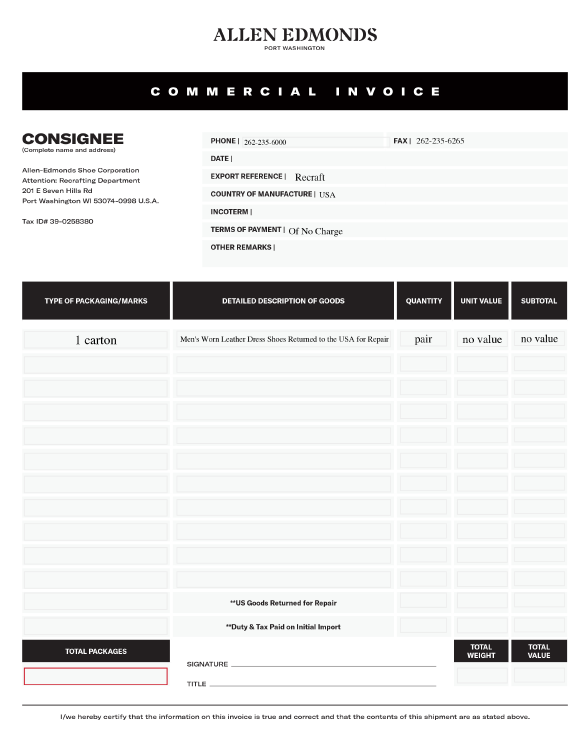# ALLEN EDMONDS

PORT WASHINGTON

## COMMERCIAL INVOICE

## CONSIGNEE

(Complete name and address)

Allen-Edmonds Shoe Corporation
Attention: Recrafting Department
201 E Seven Hills Rd
Port Washington WI 53074-0998 U.S.A.

Tax ID# 39-0258380

**PHONE |** 262-235-6000 **FAX |** 262-235-6265

**DATE |**

**EXPORT REFERENCE |** Recraft

**COUNTRY OF MANUFACTURE |** USA

**INCOTERM |**

**TERMS OF PAYMENT |** Of No Charge

**OTHER REMARKS |**

| TYPE OF PACKAGING/MARKS | DETAILED DESCRIPTION OF GOODS | QUANTITY | UNIT VALUE | SUBTOTAL |
|---|---|---|---|---|
| 1 carton | Men's Worn Leather Dress Shoes Returned to the USA for Repair | pair | no value | no value |
| | | | | |
| | | | | |
| | | | | |
| | | | | |
| | | | | |
| | | | | |
| | | | | |
| | | | | |
| | | | | |
| | | | | |
| | **US Goods Returned for Repair | | | |
| | **Duty & Tax Paid on Initial Import | | | |

| TOTAL PACKAGES | | TOTAL WEIGHT | TOTAL VALUE |
|---|---|---|---|
| | SIGNATURE ______ TITLE ______ | | |

I/we hereby certify that the information on this invoice is true and correct and that the contents of this shipment are as stated above.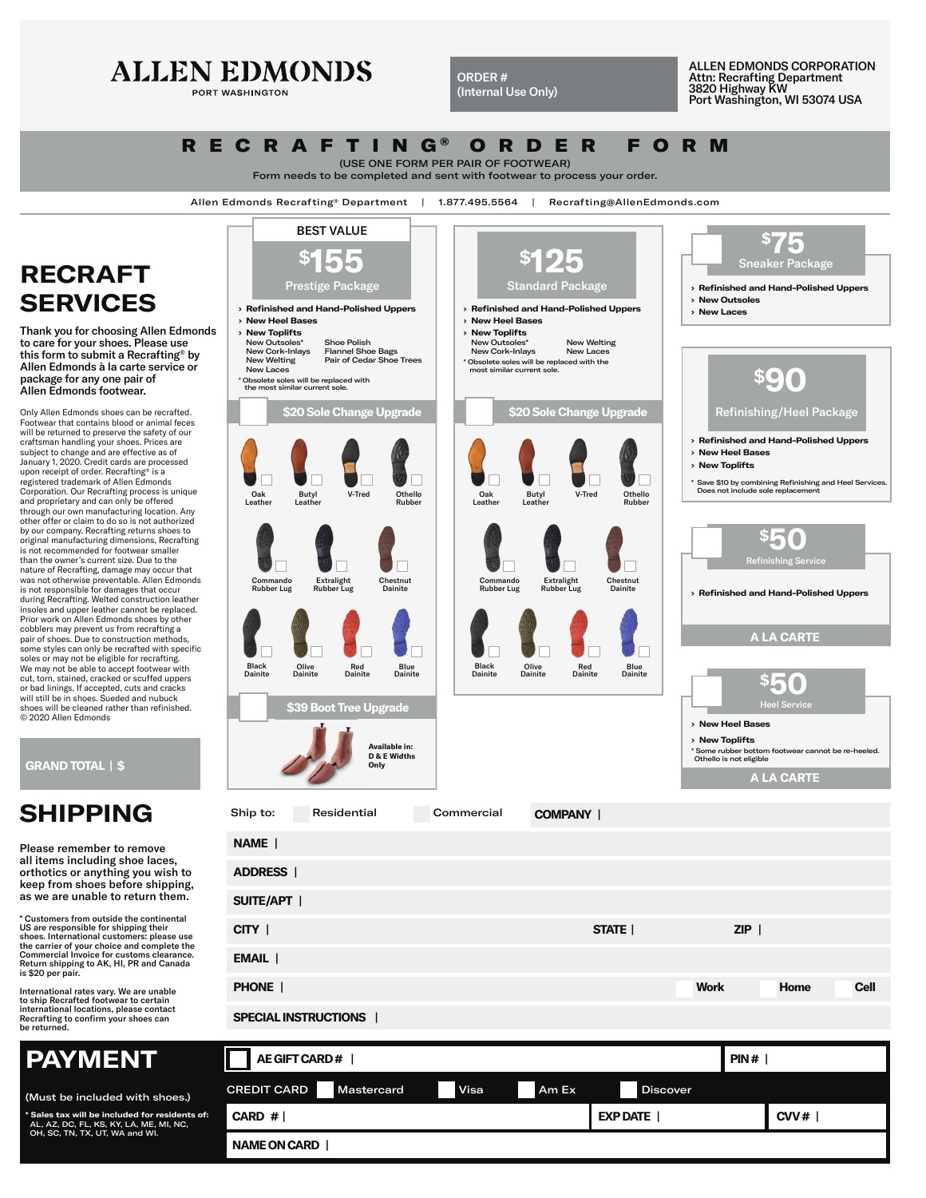# ALLEN EDMONDS

PORT WASHINGTON

ORDER #
(Internal Use Only)

ALLEN EDMONDS CORPORATION
Attn: Recrafting Department
3820 Highway KW
Port Washington, WI 53074 USA

## RECRAFTING® ORDER FORM

(USE ONE FORM PER PAIR OF FOOTWEAR)
Form needs to be completed and sent with footwear to process your order.

Allen Edmonds Recrafting® Department | 1.877.495.5564 | Recrafting@AllenEdmonds.com

## RECRAFT SERVICES

Thank you for choosing Allen Edmonds to care for your shoes. Please use this form to submit a Recrafting® by Allen Edmonds à la carte service or package for any one pair of Allen Edmonds footwear.

Only Allen Edmonds shoes can be recrafted. Footwear that contains blood or animal feces will be returned to preserve the safety of our craftsman handling your shoes. Prices are subject to change and are effective as of January 1, 2020. Credit cards are processed upon receipt of order. Recrafting® is a registered trademark of Allen Edmonds Corporation. Our Recrafting process is unique and proprietary and can only be offered through our own manufacturing location. Any other offer or claim to do so is not authorized by our company. Recrafting returns shoes to original manufacturing dimensions, Recrafting is not recommended for footwear smaller than the owner's current size. Due to the nature of Recrafting, damage may occur that was not otherwise preventable. Allen Edmonds is not responsible for damages that occur during Recrafting. Welted construction leather insoles and upper leather cannot be replaced. Prior work on Allen Edmonds shoes by other cobblers may prevent us from recrafting a pair of shoes. Due to construction methods, some styles can only be recrafted with specific soles or may not be eligible for recrafting. We may not be able to accept footwear with cut, torn, stained, cracked or scuffed uppers or bad linings. If accepted, cuts and cracks will still be in shoes. Sueded and nubuck shoes will be cleaned rather than refinished.
© 2020 Allen Edmonds

**GRAND TOTAL | $**

### BEST VALUE — $155 Prestige Package

- Refinished and Hand-Polished Uppers
- New Heel Bases
- New Toplifts
  - New Outsoles*
  - New Cork-Inlays
  - New Welting
  - New Laces
  - Shoe Polish
  - Flannel Shoe Bags
  - Pair of Cedar Shoe Trees

\* Obsolete soles will be replaced with the most similar current sole.

**$20 Sole Change Upgrade**

- Oak Leather
- Butyl Leather
- V-Tred
- Othello Rubber
- Commando Rubber Lug
- Extralight Rubber Lug
- Chestnut Dainite
- Black Dainite
- Olive Dainite
- Red Dainite
- Blue Dainite

**$39 Boot Tree Upgrade**

Available in: D & E Widths Only

### $125 Standard Package

- Refinished and Hand-Polished Uppers
- New Heel Bases
- New Toplifts
  - New Outsoles*
  - New Cork-Inlays
  - New Welting
  - New Laces

\* Obsolete soles will be replaced with the most similar current sole.

**$20 Sole Change Upgrade**

- Oak Leather
- Butyl Leather
- V-Tred
- Othello Rubber
- Commando Rubber Lug
- Extralight Rubber Lug
- Chestnut Dainite
- Black Dainite
- Olive Dainite
- Red Dainite
- Blue Dainite

### $75 Sneaker Package

- Refinished and Hand-Polished Uppers
- New Outsoles
- New Laces

### $90 Refinishing/Heel Package

- Refinished and Hand-Polished Uppers
- New Heel Bases
- New Toplifts

\* Save $10 by combining Refinishing and Heel Services. Does not include sole replacement

### $50 Refinishing Service

- Refinished and Hand-Polished Uppers

**A LA CARTE**

### $50 Heel Service

- New Heel Bases
- New Toplifts

\* Some rubber bottom footwear cannot be re-heeled. Othello is not eligible

**A LA CARTE**

## SHIPPING

Please remember to remove all items including shoe laces, orthotics or anything you wish to keep from shoes before shipping, as we are unable to return them.

\* Customers from outside the continental US are responsible for shipping their shoes. International customers: please use the carrier of your choice and complete the Commercial Invoice for customs clearance. Return shipping to AK, HI, PR and Canada is $20 per pair.

International rates vary. We are unable to ship Recrafted footwear to certain international locations, please contact Recrafting to confirm your shoes can be returned.

Ship to: Residential | Commercial | **COMPANY |**

**NAME |**

**ADDRESS |**

**SUITE/APT |**

**CITY |** **STATE |** **ZIP |**

**EMAIL |**

**PHONE |** Work | Home | Cell

**SPECIAL INSTRUCTIONS |**

## PAYMENT

(Must be included with shoes.)

\* Sales tax will be included for residents of: AL, AZ, DC, FL, KS, KY, LA, ME, MI, NC, OH, SC, TN, TX, UT, WA and WI.

**AE GIFT CARD # |** **PIN # |**

CREDIT CARD: Mastercard | Visa | Am Ex | Discover

**CARD # |** **EXP DATE |** **CVV # |**

**NAME ON CARD |**